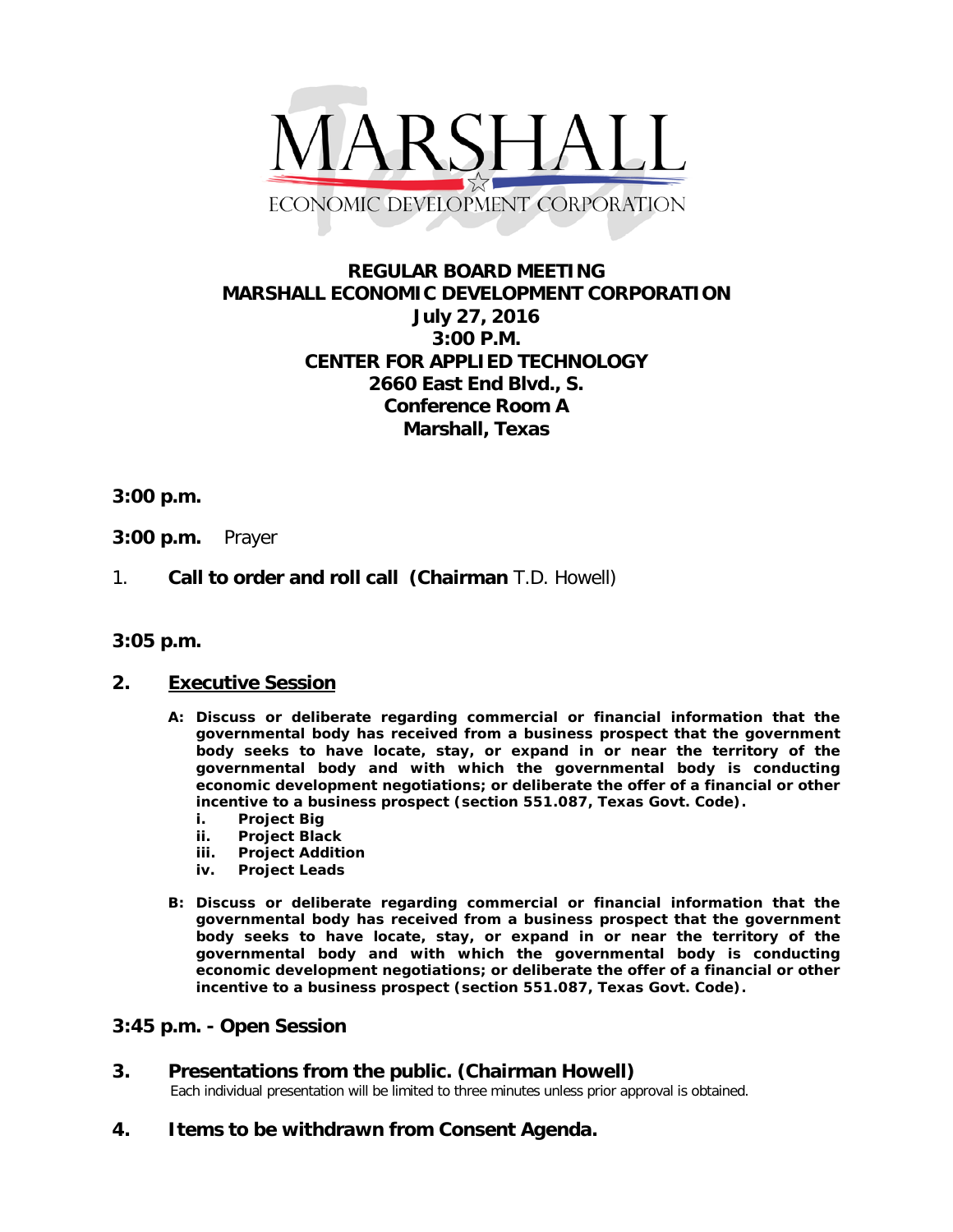MARSHALL

ECONOMIC DEVELOPMENT CORPORATION

**REGULAR BOARD MEETING**
**MARSHALL ECONOMIC DEVELOPMENT CORPORATION**
**July 27, 2016**
**3:00 P.M.**
**CENTER FOR APPLIED TECHNOLOGY**
**2660 East End Blvd., S.**
**Conference Room A**
**Marshall, Texas**

**3:00 p.m.**

**3:00 p.m.** Prayer

1. **Call to order and roll call (Chairman** T.D. Howell)

**3:05 p.m.**

**2. Executive Session**

**A: Discuss or deliberate regarding commercial or financial information that the governmental body has received from a business prospect that the government body seeks to have locate, stay, or expand in or near the territory of the governmental body and with which the governmental body is conducting economic development negotiations; or deliberate the offer of a financial or other incentive to a business prospect (section 551.087, Texas Govt. Code).**

- **i. Project Big**
- **ii. Project Black**
- **iii. Project Addition**
- **iv. Project Leads**

**B: Discuss or deliberate regarding commercial or financial information that the governmental body has received from a business prospect that the government body seeks to have locate, stay, or expand in or near the territory of the governmental body and with which the governmental body is conducting economic development negotiations; or deliberate the offer of a financial or other incentive to a business prospect (section 551.087, Texas Govt. Code).**

**3:45 p.m. - Open Session**

**3. Presentations from the public. (Chairman Howell)**
Each individual presentation will be limited to three minutes unless prior approval is obtained.

**4. Items to be withdrawn from Consent Agenda.**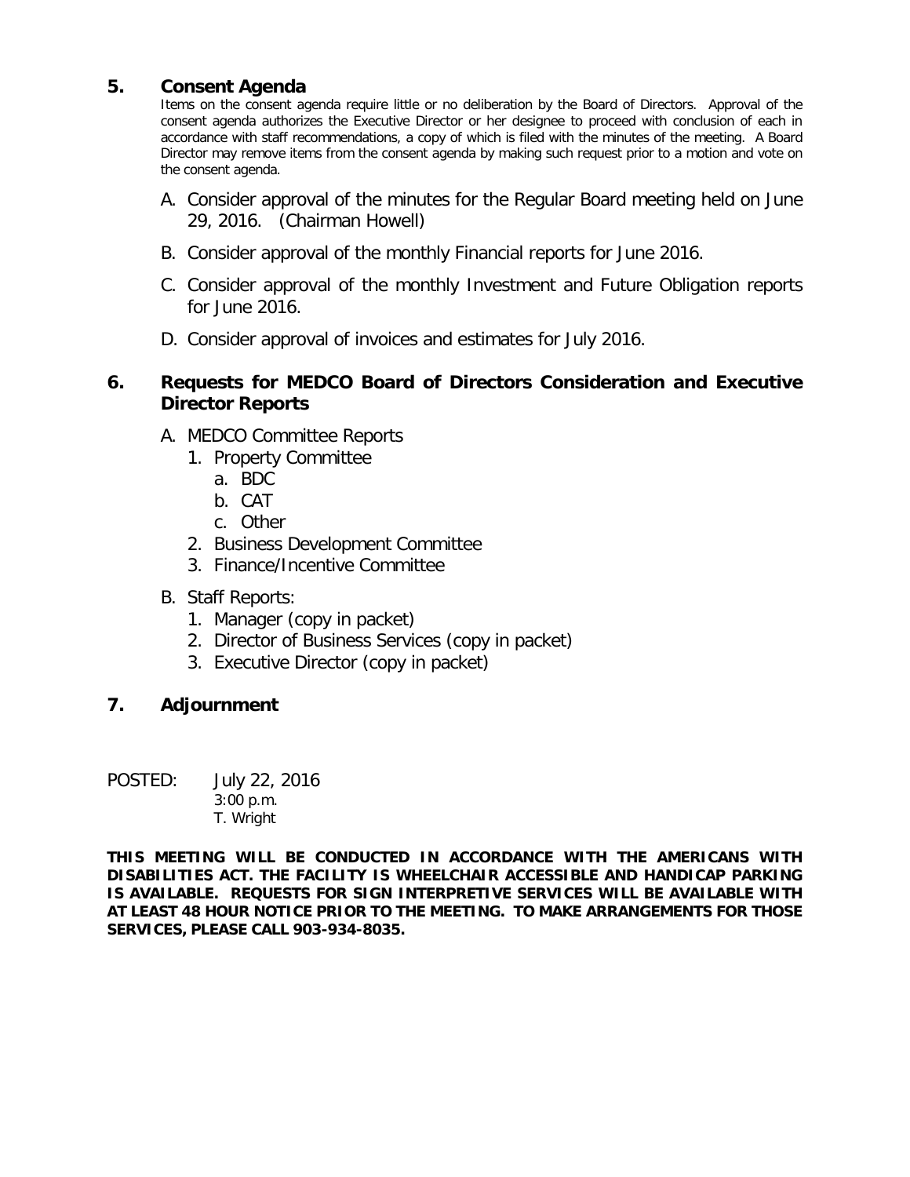## 5. Consent Agenda

Items on the consent agenda require little or no deliberation by the Board of Directors. Approval of the consent agenda authorizes the Executive Director or her designee to proceed with conclusion of each in accordance with staff recommendations, a copy of which is filed with the minutes of the meeting. A Board Director may remove items from the consent agenda by making such request prior to a motion and vote on the consent agenda.

A. Consider approval of the minutes for the Regular Board meeting held on June 29, 2016. (Chairman Howell)

B. Consider approval of the monthly Financial reports for June 2016.

C. Consider approval of the monthly Investment and Future Obligation reports for June 2016.

D. Consider approval of invoices and estimates for July 2016.

## 6. Requests for MEDCO Board of Directors Consideration and Executive Director Reports

A. MEDCO Committee Reports
   1. Property Committee
      a. BDC
      b. CAT
      c. Other
   2. Business Development Committee
   3. Finance/Incentive Committee

B. Staff Reports:
   1. Manager (copy in packet)
   2. Director of Business Services (copy in packet)
   3. Executive Director (copy in packet)

## 7. Adjournment

POSTED: July 22, 2016
3:00 p.m.
T. Wright

**THIS MEETING WILL BE CONDUCTED IN ACCORDANCE WITH THE AMERICANS WITH DISABILITIES ACT. THE FACILITY IS WHEELCHAIR ACCESSIBLE AND HANDICAP PARKING IS AVAILABLE. REQUESTS FOR SIGN INTERPRETIVE SERVICES WILL BE AVAILABLE WITH AT LEAST 48 HOUR NOTICE PRIOR TO THE MEETING. TO MAKE ARRANGEMENTS FOR THOSE SERVICES, PLEASE CALL 903-934-8035.**